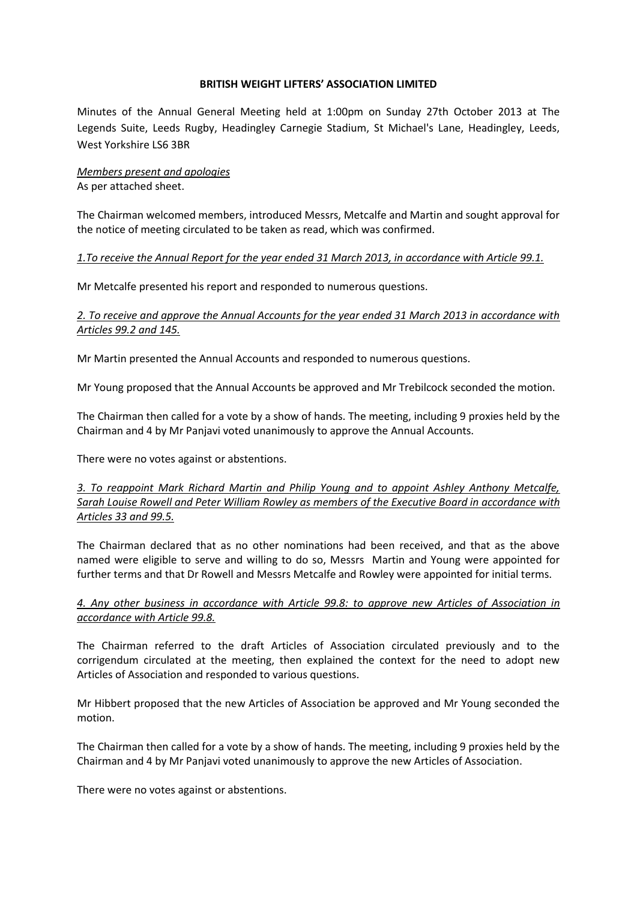**BRITISH WEIGHT LIFTERS' ASSOCIATION LIMITED**

Minutes of the Annual General Meeting held at 1:00pm on Sunday 27th October 2013 at The Legends Suite, Leeds Rugby, Headingley Carnegie Stadium, St Michael's Lane, Headingley, Leeds, West Yorkshire LS6 3BR

*Members present and apologies*

As per attached sheet.

The Chairman welcomed members, introduced Messrs, Metcalfe and Martin and sought approval for the notice of meeting circulated to be taken as read, which was confirmed.

*1.To receive the Annual Report for the year ended 31 March 2013, in accordance with Article 99.1.*

Mr Metcalfe presented his report and responded to numerous questions.

*2. To receive and approve the Annual Accounts for the year ended 31 March 2013 in accordance with Articles 99.2 and 145.*

Mr Martin presented the Annual Accounts and responded to numerous questions.

Mr Young proposed that the Annual Accounts be approved and Mr Trebilcock seconded the motion.

The Chairman then called for a vote by a show of hands. The meeting, including 9 proxies held by the Chairman and 4 by Mr Panjavi voted unanimously to approve the Annual Accounts.

There were no votes against or abstentions.

*3. To reappoint Mark Richard Martin and Philip Young and to appoint Ashley Anthony Metcalfe, Sarah Louise Rowell and Peter William Rowley as members of the Executive Board in accordance with Articles 33 and 99.5.*

The Chairman declared that as no other nominations had been received, and that as the above named were eligible to serve and willing to do so, Messrs Martin and Young were appointed for further terms and that Dr Rowell and Messrs Metcalfe and Rowley were appointed for initial terms.

*4. Any other business in accordance with Article 99.8: to approve new Articles of Association in accordance with Article 99.8.*

The Chairman referred to the draft Articles of Association circulated previously and to the corrigendum circulated at the meeting, then explained the context for the need to adopt new Articles of Association and responded to various questions.

Mr Hibbert proposed that the new Articles of Association be approved and Mr Young seconded the motion.

The Chairman then called for a vote by a show of hands. The meeting, including 9 proxies held by the Chairman and 4 by Mr Panjavi voted unanimously to approve the new Articles of Association.

There were no votes against or abstentions.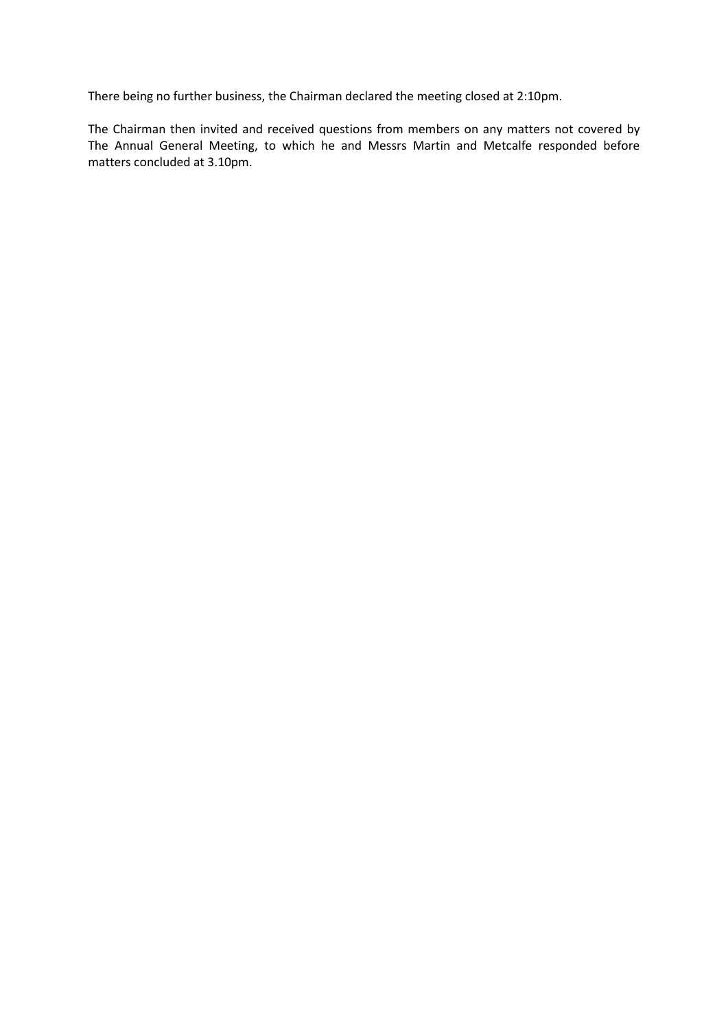There being no further business, the Chairman declared the meeting closed at 2:10pm.

The Chairman then invited and received questions from members on any matters not covered by The Annual General Meeting, to which he and Messrs Martin and Metcalfe responded before matters concluded at 3.10pm.